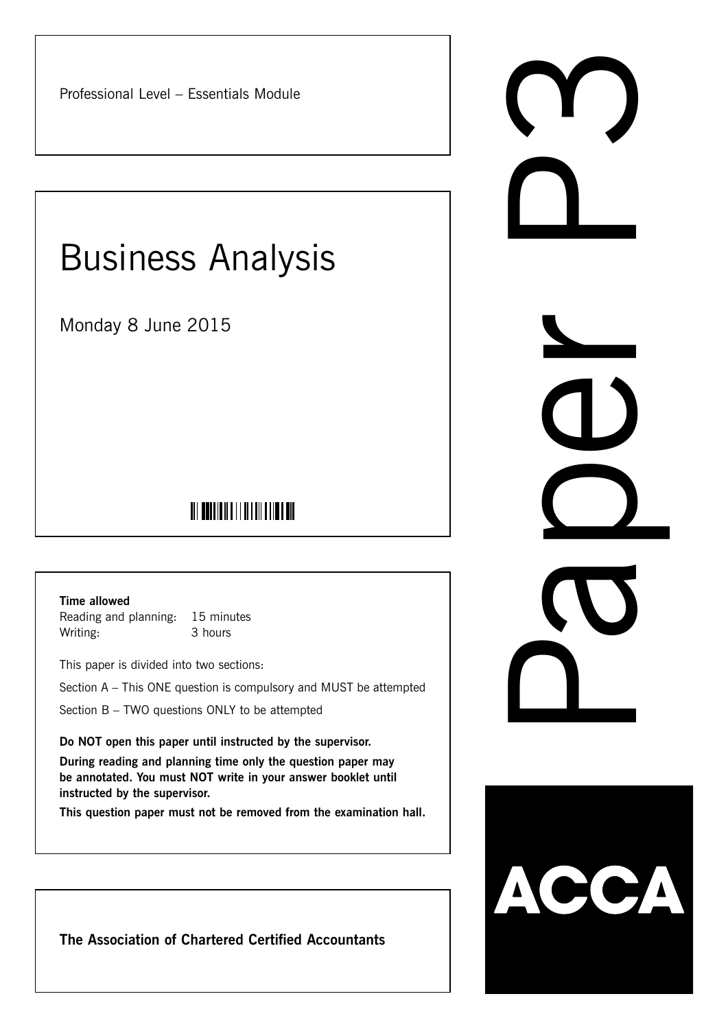Professional Level – Essentials Module

# Business Analysis

Monday 8 June 2015

**Time allowed**

Reading and planning: 15 minutes

Writing: 3 hours

This paper is divided into two sections:

Section A – This ONE question is compulsory and MUST be attempted

Section B – TWO questions ONLY to be attempted

**Do NOT open this paper until instructed by the supervisor.**

**During reading and planning time only the question paper may be annotated. You must NOT write in your answer booklet until instructed by the supervisor.**

**This question paper must not be removed from the examination hall.**

**The Association of Chartered Certified Accountants**

Paper P3

ACCA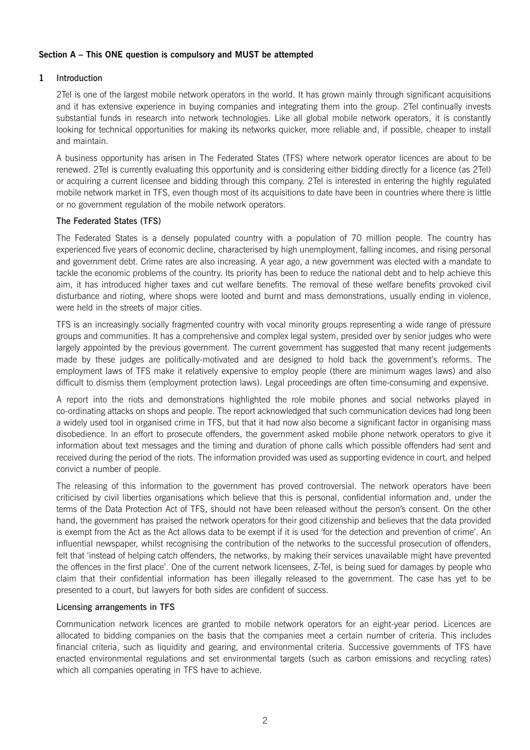**Section A – This ONE question is compulsory and MUST be attempted**

**1** Introduction

2Tel is one of the largest mobile network operators in the world. It has grown mainly through significant acquisitions and it has extensive experience in buying companies and integrating them into the group. 2Tel continually invests substantial funds in research into network technologies. Like all global mobile network operators, it is constantly looking for technical opportunities for making its networks quicker, more reliable and, if possible, cheaper to install and maintain.

A business opportunity has arisen in The Federated States (TFS) where network operator licences are about to be renewed. 2Tel is currently evaluating this opportunity and is considering either bidding directly for a licence (as 2Tel) or acquiring a current licensee and bidding through this company. 2Tel is interested in entering the highly regulated mobile network market in TFS, even though most of its acquisitions to date have been in countries where there is little or no government regulation of the mobile network operators.

**The Federated States (TFS)**

The Federated States is a densely populated country with a population of 70 million people. The country has experienced five years of economic decline, characterised by high unemployment, falling incomes, and rising personal and government debt. Crime rates are also increasing. A year ago, a new government was elected with a mandate to tackle the economic problems of the country. Its priority has been to reduce the national debt and to help achieve this aim, it has introduced higher taxes and cut welfare benefits. The removal of these welfare benefits provoked civil disturbance and rioting, where shops were looted and burnt and mass demonstrations, usually ending in violence, were held in the streets of major cities.

TFS is an increasingly socially fragmented country with vocal minority groups representing a wide range of pressure groups and communities. It has a comprehensive and complex legal system, presided over by senior judges who were largely appointed by the previous government. The current government has suggested that many recent judgements made by these judges are politically-motivated and are designed to hold back the government's reforms. The employment laws of TFS make it relatively expensive to employ people (there are minimum wages laws) and also difficult to dismiss them (employment protection laws). Legal proceedings are often time-consuming and expensive.

A report into the riots and demonstrations highlighted the role mobile phones and social networks played in co-ordinating attacks on shops and people. The report acknowledged that such communication devices had long been a widely used tool in organised crime in TFS, but that it had now also become a significant factor in organising mass disobedience. In an effort to prosecute offenders, the government asked mobile phone network operators to give it information about text messages and the timing and duration of phone calls which possible offenders had sent and received during the period of the riots. The information provided was used as supporting evidence in court, and helped convict a number of people.

The releasing of this information to the government has proved controversial. The network operators have been criticised by civil liberties organisations which believe that this is personal, confidential information and, under the terms of the Data Protection Act of TFS, should not have been released without the person's consent. On the other hand, the government has praised the network operators for their good citizenship and believes that the data provided is exempt from the Act as the Act allows data to be exempt if it is used 'for the detection and prevention of crime'. An influential newspaper, whilst recognising the contribution of the networks to the successful prosecution of offenders, felt that 'instead of helping catch offenders, the networks, by making their services unavailable might have prevented the offences in the first place'. One of the current network licensees, Z-Tel, is being sued for damages by people who claim that their confidential information has been illegally released to the government. The case has yet to be presented to a court, but lawyers for both sides are confident of success.

**Licensing arrangements in TFS**

Communication network licences are granted to mobile network operators for an eight-year period. Licences are allocated to bidding companies on the basis that the companies meet a certain number of criteria. This includes financial criteria, such as liquidity and gearing, and environmental criteria. Successive governments of TFS have enacted environmental regulations and set environmental targets (such as carbon emissions and recycling rates) which all companies operating in TFS have to achieve.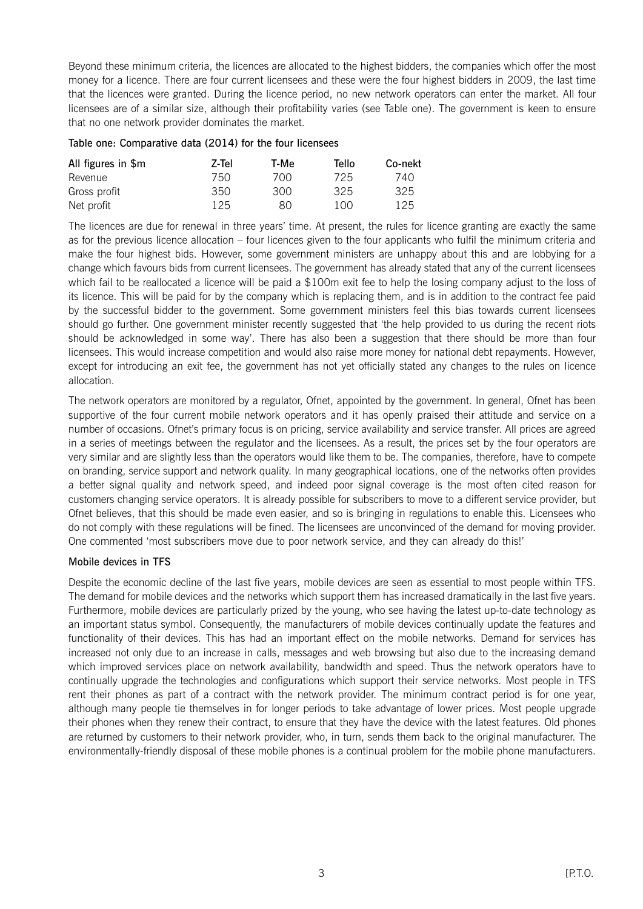Beyond these minimum criteria, the licences are allocated to the highest bidders, the companies which offer the most money for a licence. There are four current licensees and these were the four highest bidders in 2009, the last time that the licences were granted. During the licence period, no new network operators can enter the market. All four licensees are of a similar size, although their profitability varies (see Table one). The government is keen to ensure that no one network provider dominates the market.

**Table one: Comparative data (2014) for the four licensees**

| All figures in $m | Z-Tel | T-Me | Tello | Co-nekt |
|---|---|---|---|---|
| Revenue | 750 | 700 | 725 | 740 |
| Gross profit | 350 | 300 | 325 | 325 |
| Net profit | 125 | 80 | 100 | 125 |

The licences are due for renewal in three years' time. At present, the rules for licence granting are exactly the same as for the previous licence allocation – four licences given to the four applicants who fulfil the minimum criteria and make the four highest bids. However, some government ministers are unhappy about this and are lobbying for a change which favours bids from current licensees. The government has already stated that any of the current licensees which fail to be reallocated a licence will be paid a $100m exit fee to help the losing company adjust to the loss of its licence. This will be paid for by the company which is replacing them, and is in addition to the contract fee paid by the successful bidder to the government. Some government ministers feel this bias towards current licensees should go further. One government minister recently suggested that 'the help provided to us during the recent riots should be acknowledged in some way'. There has also been a suggestion that there should be more than four licensees. This would increase competition and would also raise more money for national debt repayments. However, except for introducing an exit fee, the government has not yet officially stated any changes to the rules on licence allocation.

The network operators are monitored by a regulator, Ofnet, appointed by the government. In general, Ofnet has been supportive of the four current mobile network operators and it has openly praised their attitude and service on a number of occasions. Ofnet's primary focus is on pricing, service availability and service transfer. All prices are agreed in a series of meetings between the regulator and the licensees. As a result, the prices set by the four operators are very similar and are slightly less than the operators would like them to be. The companies, therefore, have to compete on branding, service support and network quality. In many geographical locations, one of the networks often provides a better signal quality and network speed, and indeed poor signal coverage is the most often cited reason for customers changing service operators. It is already possible for subscribers to move to a different service provider, but Ofnet believes, that this should be made even easier, and so is bringing in regulations to enable this. Licensees who do not comply with these regulations will be fined. The licensees are unconvinced of the demand for moving provider. One commented 'most subscribers move due to poor network service, and they can already do this!'

**Mobile devices in TFS**

Despite the economic decline of the last five years, mobile devices are seen as essential to most people within TFS. The demand for mobile devices and the networks which support them has increased dramatically in the last five years. Furthermore, mobile devices are particularly prized by the young, who see having the latest up-to-date technology as an important status symbol. Consequently, the manufacturers of mobile devices continually update the features and functionality of their devices. This has had an important effect on the mobile networks. Demand for services has increased not only due to an increase in calls, messages and web browsing but also due to the increasing demand which improved services place on network availability, bandwidth and speed. Thus the network operators have to continually upgrade the technologies and configurations which support their service networks. Most people in TFS rent their phones as part of a contract with the network provider. The minimum contract period is for one year, although many people tie themselves in for longer periods to take advantage of lower prices. Most people upgrade their phones when they renew their contract, to ensure that they have the device with the latest features. Old phones are returned by customers to their network provider, who, in turn, sends them back to the original manufacturer. The environmentally-friendly disposal of these mobile phones is a continual problem for the mobile phone manufacturers.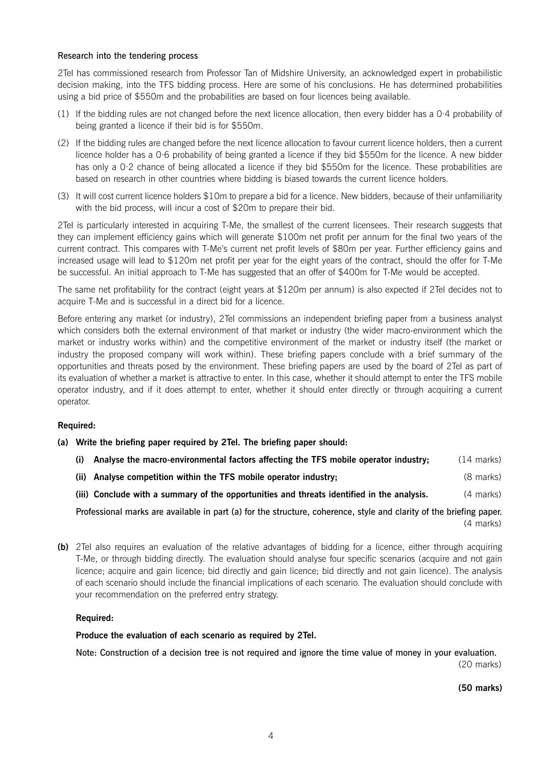**Research into the tendering process**

2Tel has commissioned research from Professor Tan of Midshire University, an acknowledged expert in probabilistic decision making, into the TFS bidding process. Here are some of his conclusions. He has determined probabilities using a bid price of $550m and the probabilities are based on four licences being available.

(1) If the bidding rules are not changed before the next licence allocation, then every bidder has a 0·4 probability of being granted a licence if their bid is for $550m.

(2) If the bidding rules are changed before the next licence allocation to favour current licence holders, then a current licence holder has a 0·6 probability of being granted a licence if they bid $550m for the licence. A new bidder has only a 0·2 chance of being allocated a licence if they bid $550m for the licence. These probabilities are based on research in other countries where bidding is biased towards the current licence holders.

(3) It will cost current licence holders $10m to prepare a bid for a licence. New bidders, because of their unfamiliarity with the bid process, will incur a cost of $20m to prepare their bid.

2Tel is particularly interested in acquiring T-Me, the smallest of the current licensees. Their research suggests that they can implement efficiency gains which will generate $100m net profit per annum for the final two years of the current contract. This compares with T-Me's current net profit levels of $80m per year. Further efficiency gains and increased usage will lead to $120m net profit per year for the eight years of the contract, should the offer for T-Me be successful. An initial approach to T-Me has suggested that an offer of $400m for T-Me would be accepted.

The same net profitability for the contract (eight years at $120m per annum) is also expected if 2Tel decides not to acquire T-Me and is successful in a direct bid for a licence.

Before entering any market (or industry), 2Tel commissions an independent briefing paper from a business analyst which considers both the external environment of that market or industry (the wider macro-environment which the market or industry works within) and the competitive environment of the market or industry itself (the market or industry the proposed company will work within). These briefing papers conclude with a brief summary of the opportunities and threats posed by the environment. These briefing papers are used by the board of 2Tel as part of its evaluation of whether a market is attractive to enter. In this case, whether it should attempt to enter the TFS mobile operator industry, and if it does attempt to enter, whether it should enter directly or through acquiring a current operator.

**Required:**

**(a) Write the briefing paper required by 2Tel. The briefing paper should:**

**(i) Analyse the macro-environmental factors affecting the TFS mobile operator industry;** (14 marks)

**(ii) Analyse competition within the TFS mobile operator industry;** (8 marks)

**(iii) Conclude with a summary of the opportunities and threats identified in the analysis.** (4 marks)

**Professional marks are available in part (a) for the structure, coherence, style and clarity of the briefing paper.** (4 marks)

**(b)** 2Tel also requires an evaluation of the relative advantages of bidding for a licence, either through acquiring T-Me, or through bidding directly. The evaluation should analyse four specific scenarios (acquire and not gain licence; acquire and gain licence; bid directly and gain licence; bid directly and not gain licence). The analysis of each scenario should include the financial implications of each scenario. The evaluation should conclude with your recommendation on the preferred entry strategy.

**Required:**

**Produce the evaluation of each scenario as required by 2Tel.**

**Note: Construction of a decision tree is not required and ignore the time value of money in your evaluation.** (20 marks)

**(50 marks)**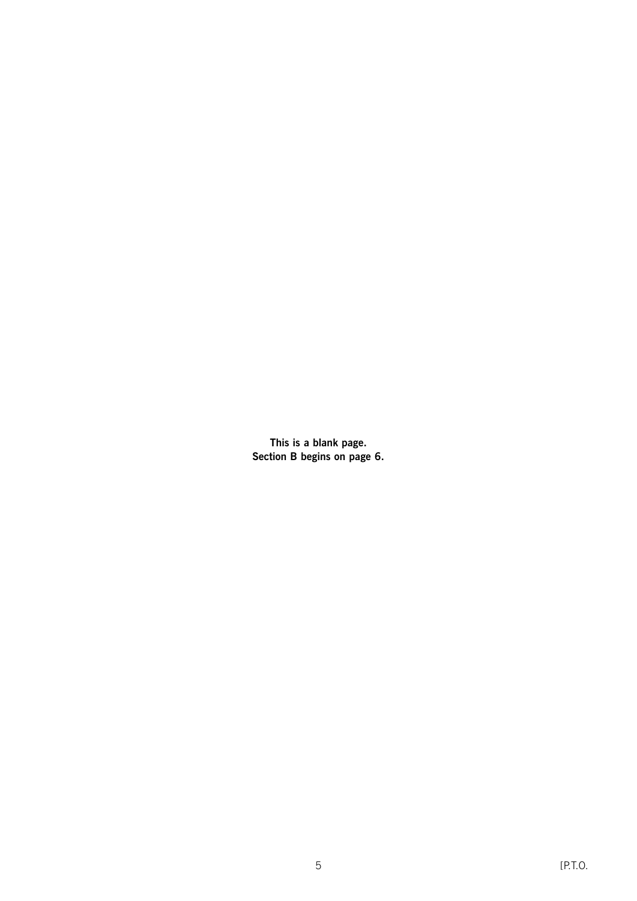**This is a blank page.**
**Section B begins on page 6.**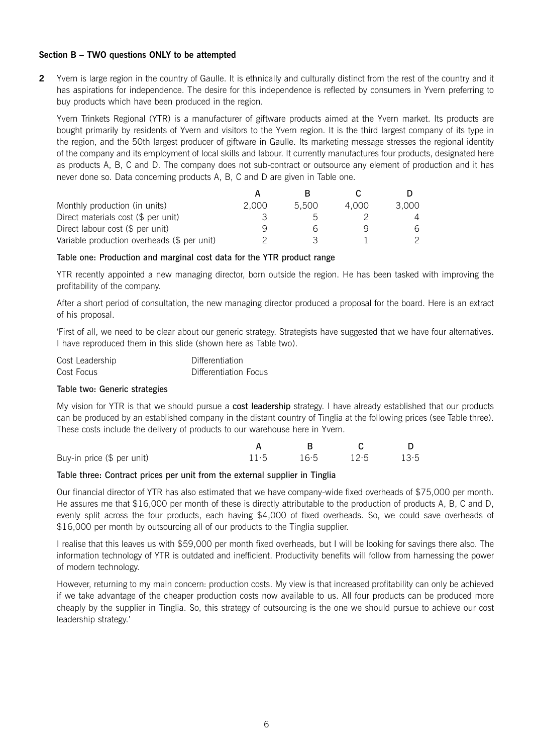**Section B – TWO questions ONLY to be attempted**

**2** Yvern is large region in the country of Gaulle. It is ethnically and culturally distinct from the rest of the country and it has aspirations for independence. The desire for this independence is reflected by consumers in Yvern preferring to buy products which have been produced in the region.

Yvern Trinkets Regional (YTR) is a manufacturer of giftware products aimed at the Yvern market. Its products are bought primarily by residents of Yvern and visitors to the Yvern region. It is the third largest company of its type in the region, and the 50th largest producer of giftware in Gaulle. Its marketing message stresses the regional identity of the company and its employment of local skills and labour. It currently manufactures four products, designated here as products A, B, C and D. The company does not sub-contract or outsource any element of production and it has never done so. Data concerning products A, B, C and D are given in Table one.

| | A | B | C | D |
|---|---|---|---|---|
| Monthly production (in units) | 2,000 | 5,500 | 4,000 | 3,000 |
| Direct materials cost ($ per unit) | 3 | 5 | 2 | 4 |
| Direct labour cost ($ per unit) | 9 | 6 | 9 | 6 |
| Variable production overheads ($ per unit) | 2 | 3 | 1 | 2 |

**Table one: Production and marginal cost data for the YTR product range**

YTR recently appointed a new managing director, born outside the region. He has been tasked with improving the profitability of the company.

After a short period of consultation, the new managing director produced a proposal for the board. Here is an extract of his proposal.

'First of all, we need to be clear about our generic strategy. Strategists have suggested that we have four alternatives. I have reproduced them in this slide (shown here as Table two).

| | |
|---|---|
| Cost Leadership | Differentiation |
| Cost Focus | Differentiation Focus |

**Table two: Generic strategies**

My vision for YTR is that we should pursue a **cost leadership** strategy. I have already established that our products can be produced by an established company in the distant country of Tinglia at the following prices (see Table three). These costs include the delivery of products to our warehouse here in Yvern.

| | A | B | C | D |
|---|---|---|---|---|
| Buy-in price ($ per unit) | 11·5 | 16·5 | 12·5 | 13·5 |

**Table three: Contract prices per unit from the external supplier in Tinglia**

Our financial director of YTR has also estimated that we have company-wide fixed overheads of $75,000 per month. He assures me that $16,000 per month of these is directly attributable to the production of products A, B, C and D, evenly split across the four products, each having $4,000 of fixed overheads. So, we could save overheads of $16,000 per month by outsourcing all of our products to the Tinglia supplier.

I realise that this leaves us with $59,000 per month fixed overheads, but I will be looking for savings there also. The information technology of YTR is outdated and inefficient. Productivity benefits will follow from harnessing the power of modern technology.

However, returning to my main concern: production costs. My view is that increased profitability can only be achieved if we take advantage of the cheaper production costs now available to us. All four products can be produced more cheaply by the supplier in Tinglia. So, this strategy of outsourcing is the one we should pursue to achieve our cost leadership strategy.'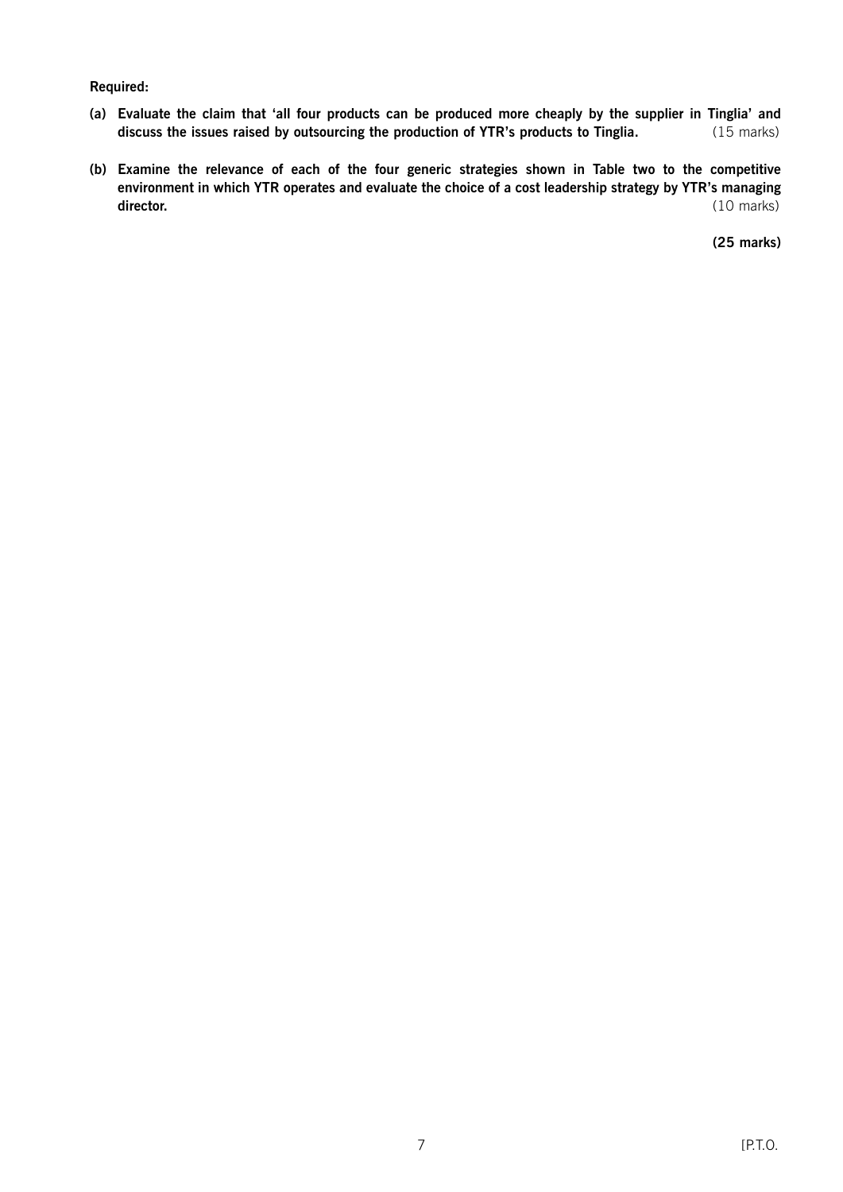**Required:**

**(a) Evaluate the claim that 'all four products can be produced more cheaply by the supplier in Tinglia' and discuss the issues raised by outsourcing the production of YTR's products to Tinglia.** (15 marks)

**(b) Examine the relevance of each of the four generic strategies shown in Table two to the competitive environment in which YTR operates and evaluate the choice of a cost leadership strategy by YTR's managing director.** (10 marks)

**(25 marks)**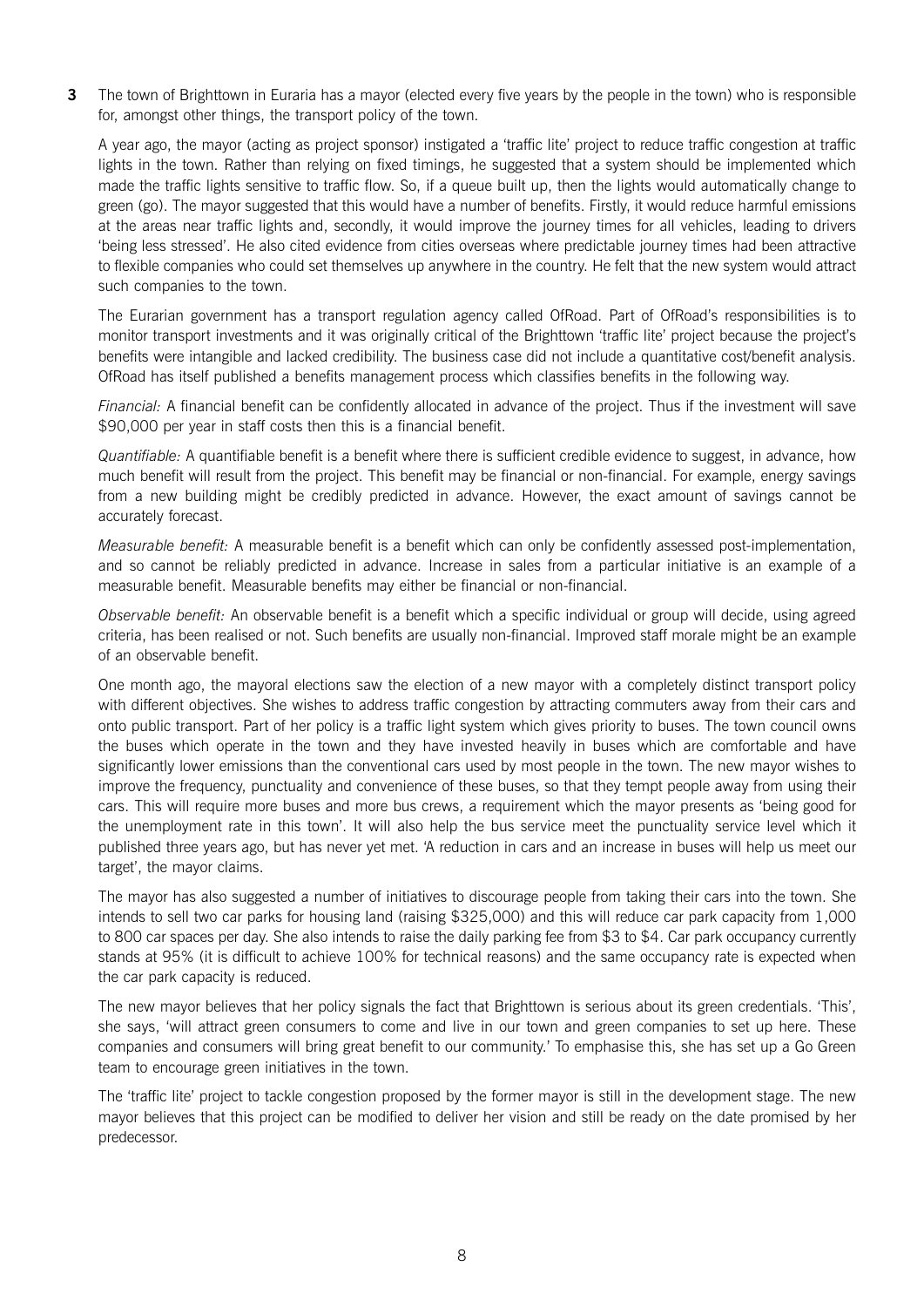**3** The town of Brighttown in Euraria has a mayor (elected every five years by the people in the town) who is responsible for, amongst other things, the transport policy of the town.

A year ago, the mayor (acting as project sponsor) instigated a 'traffic lite' project to reduce traffic congestion at traffic lights in the town. Rather than relying on fixed timings, he suggested that a system should be implemented which made the traffic lights sensitive to traffic flow. So, if a queue built up, then the lights would automatically change to green (go). The mayor suggested that this would have a number of benefits. Firstly, it would reduce harmful emissions at the areas near traffic lights and, secondly, it would improve the journey times for all vehicles, leading to drivers 'being less stressed'. He also cited evidence from cities overseas where predictable journey times had been attractive to flexible companies who could set themselves up anywhere in the country. He felt that the new system would attract such companies to the town.

The Eurarian government has a transport regulation agency called OfRoad. Part of OfRoad's responsibilities is to monitor transport investments and it was originally critical of the Brighttown 'traffic lite' project because the project's benefits were intangible and lacked credibility. The business case did not include a quantitative cost/benefit analysis. OfRoad has itself published a benefits management process which classifies benefits in the following way.

*Financial:* A financial benefit can be confidently allocated in advance of the project. Thus if the investment will save $90,000 per year in staff costs then this is a financial benefit.

*Quantifiable:* A quantifiable benefit is a benefit where there is sufficient credible evidence to suggest, in advance, how much benefit will result from the project. This benefit may be financial or non-financial. For example, energy savings from a new building might be credibly predicted in advance. However, the exact amount of savings cannot be accurately forecast.

*Measurable benefit:* A measurable benefit is a benefit which can only be confidently assessed post-implementation, and so cannot be reliably predicted in advance. Increase in sales from a particular initiative is an example of a measurable benefit. Measurable benefits may either be financial or non-financial.

*Observable benefit:* An observable benefit is a benefit which a specific individual or group will decide, using agreed criteria, has been realised or not. Such benefits are usually non-financial. Improved staff morale might be an example of an observable benefit.

One month ago, the mayoral elections saw the election of a new mayor with a completely distinct transport policy with different objectives. She wishes to address traffic congestion by attracting commuters away from their cars and onto public transport. Part of her policy is a traffic light system which gives priority to buses. The town council owns the buses which operate in the town and they have invested heavily in buses which are comfortable and have significantly lower emissions than the conventional cars used by most people in the town. The new mayor wishes to improve the frequency, punctuality and convenience of these buses, so that they tempt people away from using their cars. This will require more buses and more bus crews, a requirement which the mayor presents as 'being good for the unemployment rate in this town'. It will also help the bus service meet the punctuality service level which it published three years ago, but has never yet met. 'A reduction in cars and an increase in buses will help us meet our target', the mayor claims.

The mayor has also suggested a number of initiatives to discourage people from taking their cars into the town. She intends to sell two car parks for housing land (raising $325,000) and this will reduce car park capacity from 1,000 to 800 car spaces per day. She also intends to raise the daily parking fee from $3 to $4. Car park occupancy currently stands at 95% (it is difficult to achieve 100% for technical reasons) and the same occupancy rate is expected when the car park capacity is reduced.

The new mayor believes that her policy signals the fact that Brighttown is serious about its green credentials. 'This', she says, 'will attract green consumers to come and live in our town and green companies to set up here. These companies and consumers will bring great benefit to our community.' To emphasise this, she has set up a Go Green team to encourage green initiatives in the town.

The 'traffic lite' project to tackle congestion proposed by the former mayor is still in the development stage. The new mayor believes that this project can be modified to deliver her vision and still be ready on the date promised by her predecessor.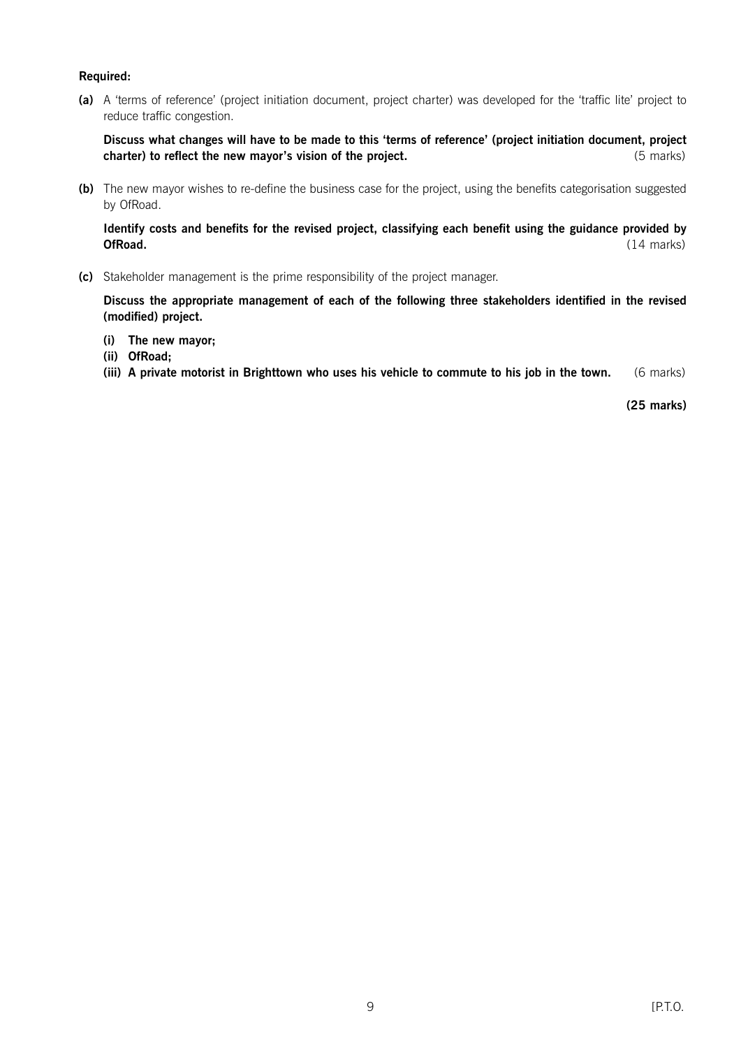**Required:**

**(a)** A 'terms of reference' (project initiation document, project charter) was developed for the 'traffic lite' project to reduce traffic congestion.

**Discuss what changes will have to be made to this 'terms of reference' (project initiation document, project charter) to reflect the new mayor's vision of the project.** (5 marks)

**(b)** The new mayor wishes to re-define the business case for the project, using the benefits categorisation suggested by OfRoad.

**Identify costs and benefits for the revised project, classifying each benefit using the guidance provided by OfRoad.** (14 marks)

**(c)** Stakeholder management is the prime responsibility of the project manager.

**Discuss the appropriate management of each of the following three stakeholders identified in the revised (modified) project.**

**(i) The new mayor;**

**(ii) OfRoad;**

**(iii) A private motorist in Brighttown who uses his vehicle to commute to his job in the town.** (6 marks)

**(25 marks)**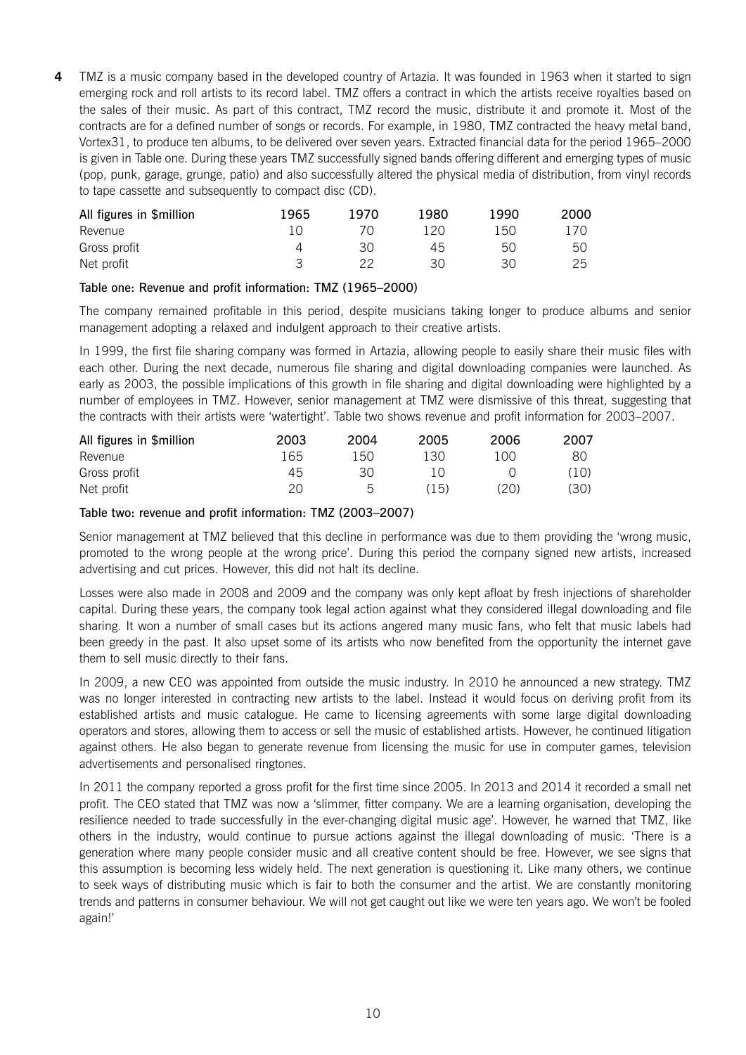**4** TMZ is a music company based in the developed country of Artazia. It was founded in 1963 when it started to sign emerging rock and roll artists to its record label. TMZ offers a contract in which the artists receive royalties based on the sales of their music. As part of this contract, TMZ record the music, distribute it and promote it. Most of the contracts are for a defined number of songs or records. For example, in 1980, TMZ contracted the heavy metal band, Vortex31, to produce ten albums, to be delivered over seven years. Extracted financial data for the period 1965–2000 is given in Table one. During these years TMZ successfully signed bands offering different and emerging types of music (pop, punk, garage, grunge, patio) and also successfully altered the physical media of distribution, from vinyl records to tape cassette and subsequently to compact disc (CD).

| All figures in $million | 1965 | 1970 | 1980 | 1990 | 2000 |
|---|---|---|---|---|---|
| Revenue | 10 | 70 | 120 | 150 | 170 |
| Gross profit | 4 | 30 | 45 | 50 | 50 |
| Net profit | 3 | 22 | 30 | 30 | 25 |

**Table one: Revenue and profit information: TMZ (1965–2000)**

The company remained profitable in this period, despite musicians taking longer to produce albums and senior management adopting a relaxed and indulgent approach to their creative artists.

In 1999, the first file sharing company was formed in Artazia, allowing people to easily share their music files with each other. During the next decade, numerous file sharing and digital downloading companies were launched. As early as 2003, the possible implications of this growth in file sharing and digital downloading were highlighted by a number of employees in TMZ. However, senior management at TMZ were dismissive of this threat, suggesting that the contracts with their artists were 'watertight'. Table two shows revenue and profit information for 2003–2007.

| All figures in $million | 2003 | 2004 | 2005 | 2006 | 2007 |
|---|---|---|---|---|---|
| Revenue | 165 | 150 | 130 | 100 | 80 |
| Gross profit | 45 | 30 | 10 | 0 | (10) |
| Net profit | 20 | 5 | (15) | (20) | (30) |

**Table two: revenue and profit information: TMZ (2003–2007)**

Senior management at TMZ believed that this decline in performance was due to them providing the 'wrong music, promoted to the wrong people at the wrong price'. During this period the company signed new artists, increased advertising and cut prices. However, this did not halt its decline.

Losses were also made in 2008 and 2009 and the company was only kept afloat by fresh injections of shareholder capital. During these years, the company took legal action against what they considered illegal downloading and file sharing. It won a number of small cases but its actions angered many music fans, who felt that music labels had been greedy in the past. It also upset some of its artists who now benefited from the opportunity the internet gave them to sell music directly to their fans.

In 2009, a new CEO was appointed from outside the music industry. In 2010 he announced a new strategy. TMZ was no longer interested in contracting new artists to the label. Instead it would focus on deriving profit from its established artists and music catalogue. He came to licensing agreements with some large digital downloading operators and stores, allowing them to access or sell the music of established artists. However, he continued litigation against others. He also began to generate revenue from licensing the music for use in computer games, television advertisements and personalised ringtones.

In 2011 the company reported a gross profit for the first time since 2005. In 2013 and 2014 it recorded a small net profit. The CEO stated that TMZ was now a 'slimmer, fitter company. We are a learning organisation, developing the resilience needed to trade successfully in the ever-changing digital music age'. However, he warned that TMZ, like others in the industry, would continue to pursue actions against the illegal downloading of music. 'There is a generation where many people consider music and all creative content should be free. However, we see signs that this assumption is becoming less widely held. The next generation is questioning it. Like many others, we continue to seek ways of distributing music which is fair to both the consumer and the artist. We are constantly monitoring trends and patterns in consumer behaviour. We will not get caught out like we were ten years ago. We won't be fooled again!'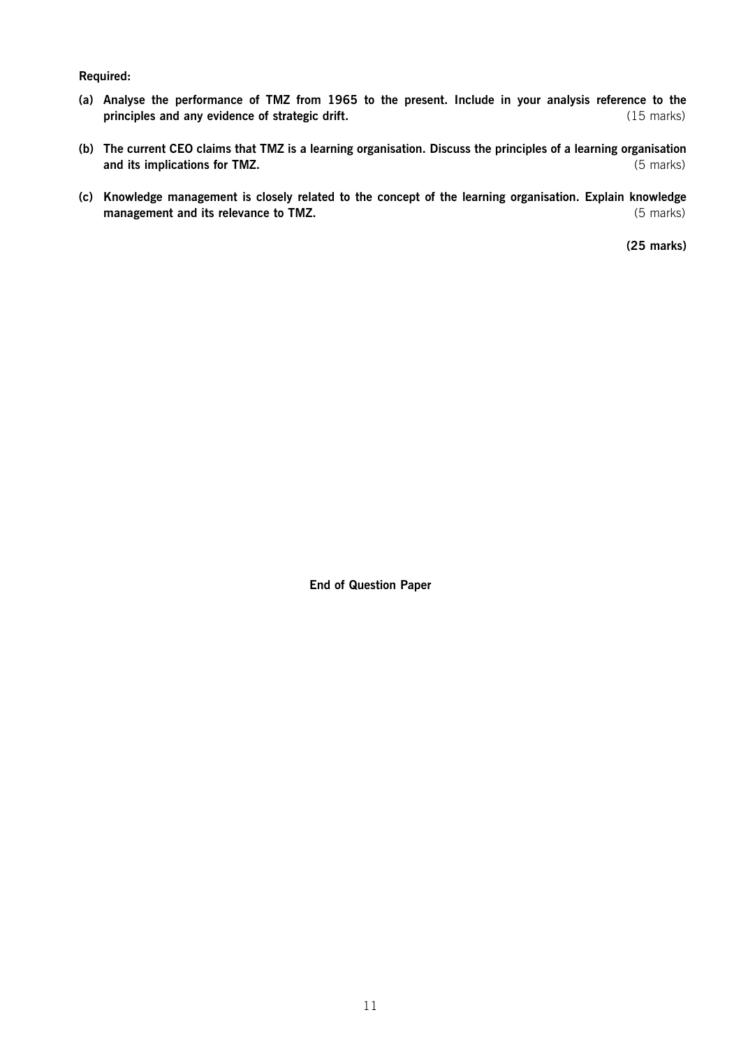**Required:**

**(a) Analyse the performance of TMZ from 1965 to the present. Include in your analysis reference to the principles and any evidence of strategic drift.** (15 marks)

**(b) The current CEO claims that TMZ is a learning organisation. Discuss the principles of a learning organisation and its implications for TMZ.** (5 marks)

**(c) Knowledge management is closely related to the concept of the learning organisation. Explain knowledge management and its relevance to TMZ.** (5 marks)

**(25 marks)**

**End of Question Paper**